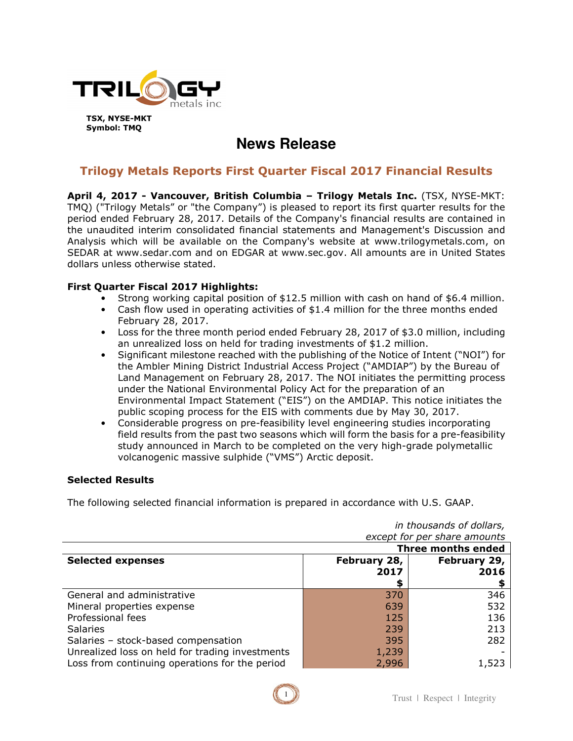TSX, NYSE-MKT
Symbol: TMQ

# News Release

## Trilogy Metals Reports First Quarter Fiscal 2017 Financial Results

**April 4, 2017 - Vancouver, British Columbia – Trilogy Metals Inc.** (TSX, NYSE-MKT: TMQ) ("Trilogy Metals" or "the Company") is pleased to report its first quarter results for the period ended February 28, 2017. Details of the Company's financial results are contained in the unaudited interim consolidated financial statements and Management's Discussion and Analysis which will be available on the Company's website at www.trilogymetals.com, on SEDAR at www.sedar.com and on EDGAR at www.sec.gov. All amounts are in United States dollars unless otherwise stated.

**First Quarter Fiscal 2017 Highlights:**

- Strong working capital position of $12.5 million with cash on hand of $6.4 million.
- Cash flow used in operating activities of $1.4 million for the three months ended February 28, 2017.
- Loss for the three month period ended February 28, 2017 of $3.0 million, including an unrealized loss on held for trading investments of $1.2 million.
- Significant milestone reached with the publishing of the Notice of Intent ("NOI") for the Ambler Mining District Industrial Access Project ("AMDIAP") by the Bureau of Land Management on February 28, 2017. The NOI initiates the permitting process under the National Environmental Policy Act for the preparation of an Environmental Impact Statement ("EIS") on the AMDIAP. This notice initiates the public scoping process for the EIS with comments due by May 30, 2017.
- Considerable progress on pre-feasibility level engineering studies incorporating field results from the past two seasons which will form the basis for a pre-feasibility study announced in March to be completed on the very high-grade polymetallic volcanogenic massive sulphide ("VMS") Arctic deposit.

**Selected Results**

The following selected financial information is prepared in accordance with U.S. GAAP.

*in thousands of dollars, except for per share amounts*

| | Three months ended | |
|---|---|---|
| **Selected expenses** | **February 28, 2017 $** | **February 29, 2016 $** |
| General and administrative | 370 | 346 |
| Mineral properties expense | 639 | 532 |
| Professional fees | 125 | 136 |
| Salaries | 239 | 213 |
| Salaries – stock-based compensation | 395 | 282 |
| Unrealized loss on held for trading investments | 1,239 | - |
| Loss from continuing operations for the period | 2,996 | 1,523 |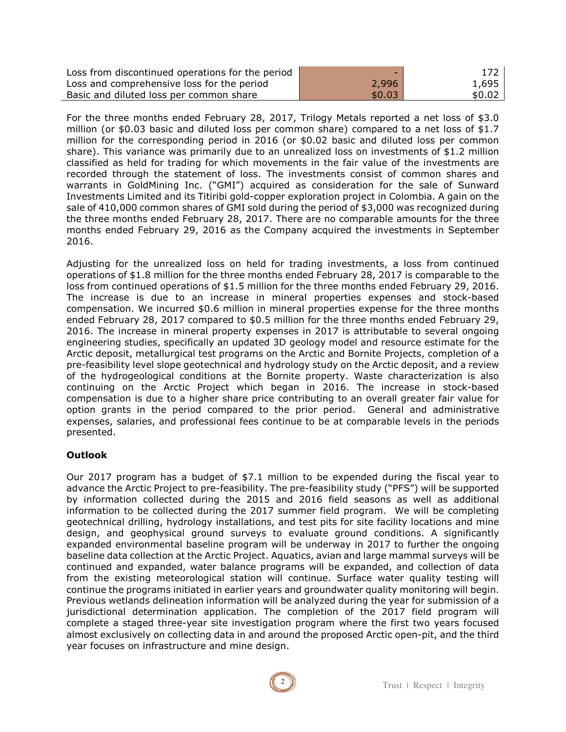| | | |
|---|---|---|
| Loss from discontinued operations for the period | - | 172 |
| Loss and comprehensive loss for the period | 2,996 | 1,695 |
| Basic and diluted loss per common share | $0.03 | $0.02 |

For the three months ended February 28, 2017, Trilogy Metals reported a net loss of $3.0 million (or $0.03 basic and diluted loss per common share) compared to a net loss of $1.7 million for the corresponding period in 2016 (or $0.02 basic and diluted loss per common share). This variance was primarily due to an unrealized loss on investments of $1.2 million classified as held for trading for which movements in the fair value of the investments are recorded through the statement of loss. The investments consist of common shares and warrants in GoldMining Inc. ("GMI") acquired as consideration for the sale of Sunward Investments Limited and its Titiribi gold-copper exploration project in Colombia. A gain on the sale of 410,000 common shares of GMI sold during the period of $3,000 was recognized during the three months ended February 28, 2017. There are no comparable amounts for the three months ended February 29, 2016 as the Company acquired the investments in September 2016.

Adjusting for the unrealized loss on held for trading investments, a loss from continued operations of $1.8 million for the three months ended February 28, 2017 is comparable to the loss from continued operations of $1.5 million for the three months ended February 29, 2016. The increase is due to an increase in mineral properties expenses and stock-based compensation. We incurred $0.6 million in mineral properties expense for the three months ended February 28, 2017 compared to $0.5 million for the three months ended February 29, 2016. The increase in mineral property expenses in 2017 is attributable to several ongoing engineering studies, specifically an updated 3D geology model and resource estimate for the Arctic deposit, metallurgical test programs on the Arctic and Bornite Projects, completion of a pre-feasibility level slope geotechnical and hydrology study on the Arctic deposit, and a review of the hydrogeological conditions at the Bornite property. Waste characterization is also continuing on the Arctic Project which began in 2016. The increase in stock-based compensation is due to a higher share price contributing to an overall greater fair value for option grants in the period compared to the prior period. General and administrative expenses, salaries, and professional fees continue to be at comparable levels in the periods presented.

**Outlook**

Our 2017 program has a budget of $7.1 million to be expended during the fiscal year to advance the Arctic Project to pre-feasibility. The pre-feasibility study ("PFS") will be supported by information collected during the 2015 and 2016 field seasons as well as additional information to be collected during the 2017 summer field program. We will be completing geotechnical drilling, hydrology installations, and test pits for site facility locations and mine design, and geophysical ground surveys to evaluate ground conditions. A significantly expanded environmental baseline program will be underway in 2017 to further the ongoing baseline data collection at the Arctic Project. Aquatics, avian and large mammal surveys will be continued and expanded, water balance programs will be expanded, and collection of data from the existing meteorological station will continue. Surface water quality testing will continue the programs initiated in earlier years and groundwater quality monitoring will begin. Previous wetlands delineation information will be analyzed during the year for submission of a jurisdictional determination application. The completion of the 2017 field program will complete a staged three-year site investigation program where the first two years focused almost exclusively on collecting data in and around the proposed Arctic open-pit, and the third year focuses on infrastructure and mine design.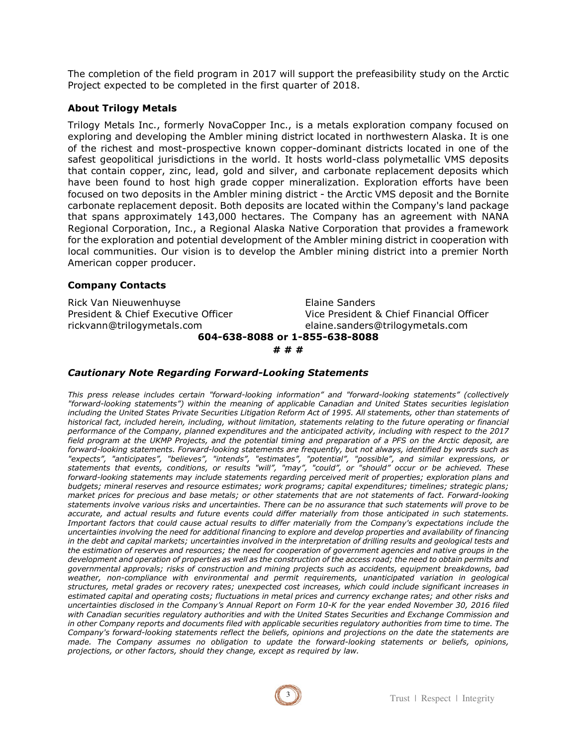The completion of the field program in 2017 will support the prefeasibility study on the Arctic Project expected to be completed in the first quarter of 2018.

### About Trilogy Metals

Trilogy Metals Inc., formerly NovaCopper Inc., is a metals exploration company focused on exploring and developing the Ambler mining district located in northwestern Alaska. It is one of the richest and most-prospective known copper-dominant districts located in one of the safest geopolitical jurisdictions in the world. It hosts world-class polymetallic VMS deposits that contain copper, zinc, lead, gold and silver, and carbonate replacement deposits which have been found to host high grade copper mineralization. Exploration efforts have been focused on two deposits in the Ambler mining district - the Arctic VMS deposit and the Bornite carbonate replacement deposit. Both deposits are located within the Company's land package that spans approximately 143,000 hectares. The Company has an agreement with NANA Regional Corporation, Inc., a Regional Alaska Native Corporation that provides a framework for the exploration and potential development of the Ambler mining district in cooperation with local communities. Our vision is to develop the Ambler mining district into a premier North American copper producer.

### Company Contacts

Rick Van Nieuwenhuyse
President & Chief Executive Officer
rickvann@trilogymetals.com

Elaine Sanders
Vice President & Chief Financial Officer
elaine.sanders@trilogymetals.com

**604-638-8088 or 1-855-638-8088**

**# # #**

### *Cautionary Note Regarding Forward-Looking Statements*

*This press release includes certain "forward-looking information" and "forward-looking statements" (collectively "forward-looking statements") within the meaning of applicable Canadian and United States securities legislation including the United States Private Securities Litigation Reform Act of 1995. All statements, other than statements of historical fact, included herein, including, without limitation, statements relating to the future operating or financial performance of the Company, planned expenditures and the anticipated activity, including with respect to the 2017 field program at the UKMP Projects, and the potential timing and preparation of a PFS on the Arctic deposit, are forward-looking statements. Forward-looking statements are frequently, but not always, identified by words such as "expects", "anticipates", "believes", "intends", "estimates", "potential", "possible", and similar expressions, or statements that events, conditions, or results "will", "may", "could", or "should" occur or be achieved. These forward-looking statements may include statements regarding perceived merit of properties; exploration plans and budgets; mineral reserves and resource estimates; work programs; capital expenditures; timelines; strategic plans; market prices for precious and base metals; or other statements that are not statements of fact. Forward-looking statements involve various risks and uncertainties. There can be no assurance that such statements will prove to be accurate, and actual results and future events could differ materially from those anticipated in such statements. Important factors that could cause actual results to differ materially from the Company's expectations include the uncertainties involving the need for additional financing to explore and develop properties and availability of financing in the debt and capital markets; uncertainties involved in the interpretation of drilling results and geological tests and the estimation of reserves and resources; the need for cooperation of government agencies and native groups in the development and operation of properties as well as the construction of the access road; the need to obtain permits and governmental approvals; risks of construction and mining projects such as accidents, equipment breakdowns, bad weather, non-compliance with environmental and permit requirements, unanticipated variation in geological structures, metal grades or recovery rates; unexpected cost increases, which could include significant increases in estimated capital and operating costs; fluctuations in metal prices and currency exchange rates; and other risks and uncertainties disclosed in the Company's Annual Report on Form 10-K for the year ended November 30, 2016 filed with Canadian securities regulatory authorities and with the United States Securities and Exchange Commission and in other Company reports and documents filed with applicable securities regulatory authorities from time to time. The Company's forward-looking statements reflect the beliefs, opinions and projections on the date the statements are made. The Company assumes no obligation to update the forward-looking statements or beliefs, opinions, projections, or other factors, should they change, except as required by law.*